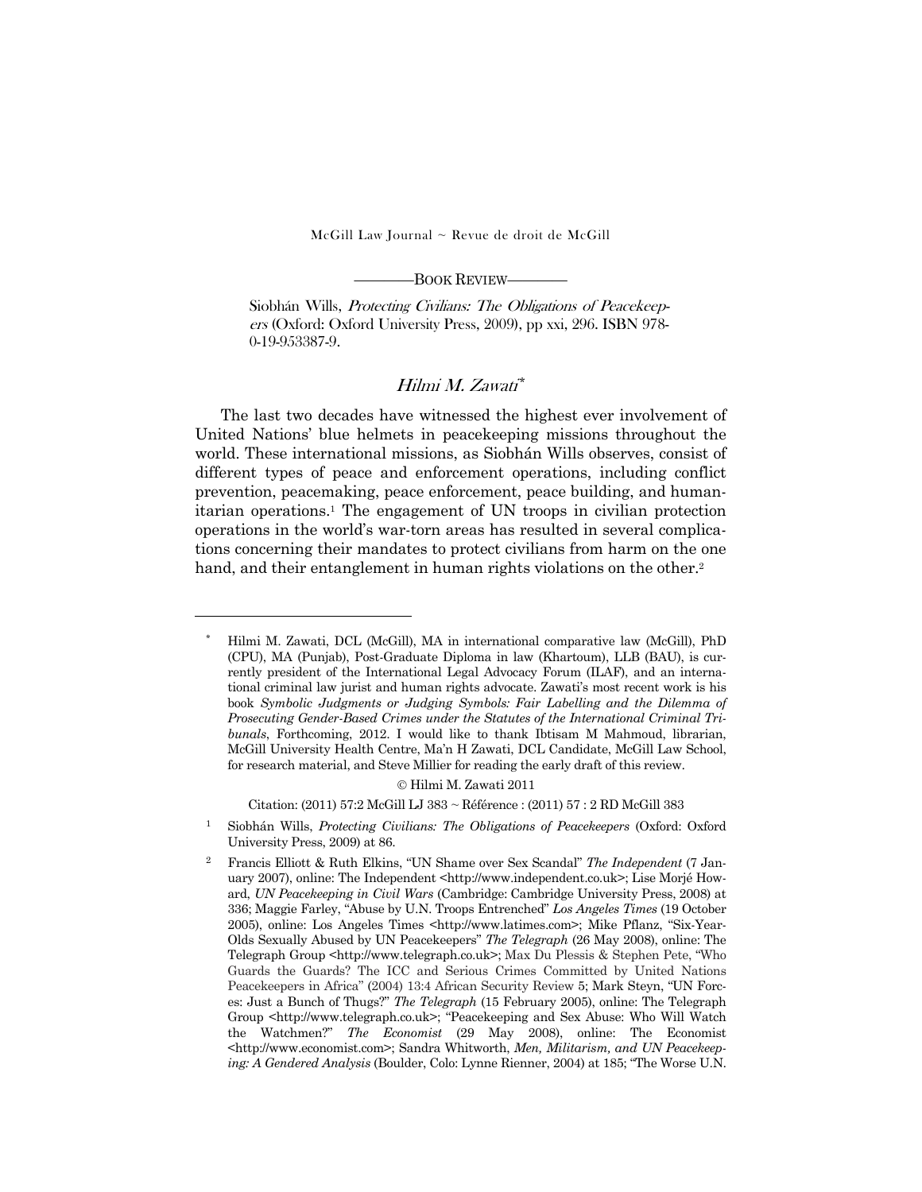McGill Law Journal ~ Revue de droit de McGill

—BOOK REVIEW—

Siobhán Wills, *Protecting Civilians: The Obligations of Peacekeepers* (Oxford: Oxford University Press, 2009), pp xxi, 296. ISBN 978-0-19-953387-9.

## *Hilmi M. Zawati*[*]

The last two decades have witnessed the highest ever involvement of United Nations' blue helmets in peacekeeping missions throughout the world. These international missions, as Siobhán Wills observes, consist of different types of peace and enforcement operations, including conflict prevention, peacemaking, peace enforcement, peace building, and humanitarian operations.[1] The engagement of UN troops in civilian protection operations in the world's war-torn areas has resulted in several complications concerning their mandates to protect civilians from harm on the one hand, and their entanglement in human rights violations on the other.[2]

---

[*] Hilmi M. Zawati, DCL (McGill), MA in international comparative law (McGill), PhD (CPU), MA (Punjab), Post-Graduate Diploma in law (Khartoum), LLB (BAU), is currently president of the International Legal Advocacy Forum (ILAF), and an international criminal law jurist and human rights advocate. Zawati's most recent work is his book *Symbolic Judgments or Judging Symbols: Fair Labelling and the Dilemma of Prosecuting Gender-Based Crimes under the Statutes of the International Criminal Tribunals*, Forthcoming, 2012. I would like to thank Ibtisam M Mahmoud, librarian, McGill University Health Centre, Ma'n H Zawati, DCL Candidate, McGill Law School, for research material, and Steve Millier for reading the early draft of this review.

© Hilmi M. Zawati 2011

Citation: (2011) 57:2 McGill LJ 383 ~ Référence : (2011) 57 : 2 RD McGill 383

[1] Siobhán Wills, *Protecting Civilians: The Obligations of Peacekeepers* (Oxford: Oxford University Press, 2009) at 86.

[2] Francis Elliott & Ruth Elkins, "UN Shame over Sex Scandal" *The Independent* (7 January 2007), online: The Independent <http://www.independent.co.uk>; Lise Morjé Howard, *UN Peacekeeping in Civil Wars* (Cambridge: Cambridge University Press, 2008) at 336; Maggie Farley, "Abuse by U.N. Troops Entrenched" *Los Angeles Times* (19 October 2005), online: Los Angeles Times <http://www.latimes.com>; Mike Pflanz, "Six-Year-Olds Sexually Abused by UN Peacekeepers" *The Telegraph* (26 May 2008), online: The Telegraph Group <http://www.telegraph.co.uk>; Max Du Plessis & Stephen Pete, "Who Guards the Guards? The ICC and Serious Crimes Committed by United Nations Peacekeepers in Africa" (2004) 13:4 African Security Review 5; Mark Steyn, "UN Forces: Just a Bunch of Thugs?" *The Telegraph* (15 February 2005), online: The Telegraph Group <http://www.telegraph.co.uk>; "Peacekeeping and Sex Abuse: Who Will Watch the Watchmen?" *The Economist* (29 May 2008), online: The Economist <http://www.economist.com>; Sandra Whitworth, *Men, Militarism, and UN Peacekeeping: A Gendered Analysis* (Boulder, Colo: Lynne Rienner, 2004) at 185; "The Worse U.N.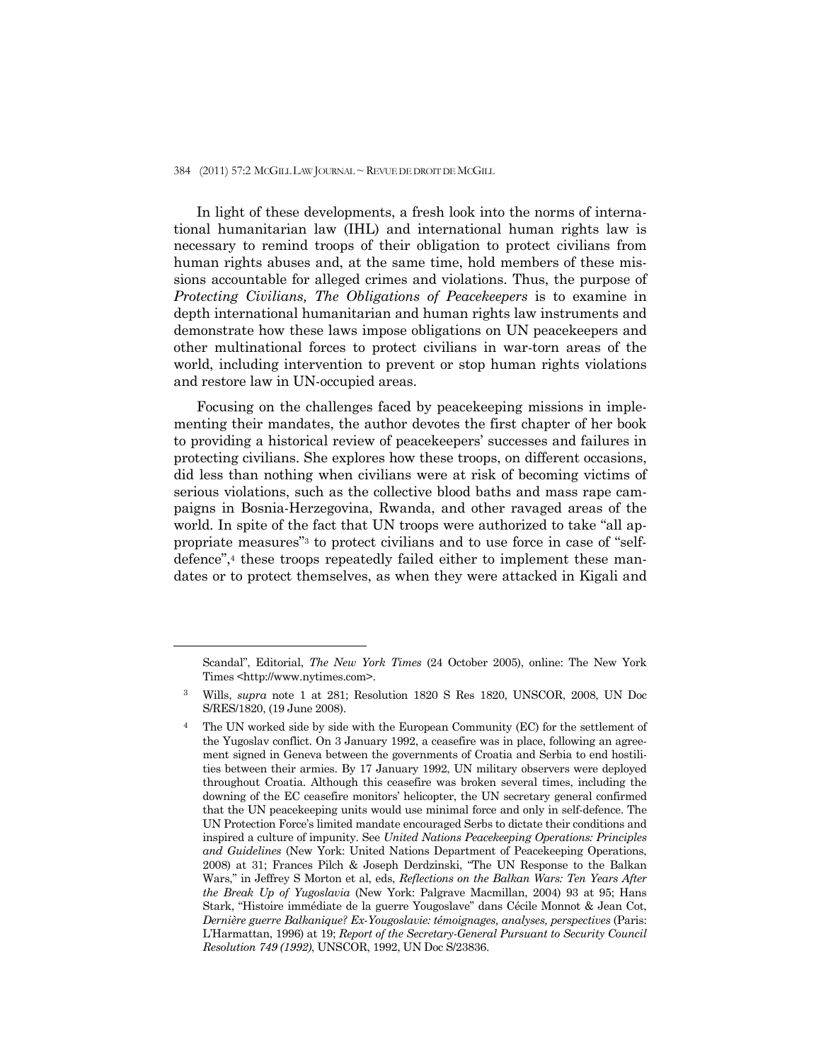In light of these developments, a fresh look into the norms of international humanitarian law (IHL) and international human rights law is necessary to remind troops of their obligation to protect civilians from human rights abuses and, at the same time, hold members of these missions accountable for alleged crimes and violations. Thus, the purpose of *Protecting Civilians, The Obligations of Peacekeepers* is to examine in depth international humanitarian and human rights law instruments and demonstrate how these laws impose obligations on UN peacekeepers and other multinational forces to protect civilians in war-torn areas of the world, including intervention to prevent or stop human rights violations and restore law in UN-occupied areas.

Focusing on the challenges faced by peacekeeping missions in implementing their mandates, the author devotes the first chapter of her book to providing a historical review of peacekeepers' successes and failures in protecting civilians. She explores how these troops, on different occasions, did less than nothing when civilians were at risk of becoming victims of serious violations, such as the collective blood baths and mass rape campaigns in Bosnia-Herzegovina, Rwanda, and other ravaged areas of the world. In spite of the fact that UN troops were authorized to take "all appropriate measures"[3] to protect civilians and to use force in case of "self-defence",[4] these troops repeatedly failed either to implement these mandates or to protect themselves, as when they were attacked in Kigali and

---

Scandal", Editorial, *The New York Times* (24 October 2005), online: The New York Times <http://www.nytimes.com>.

[3] Wills, *supra* note 1 at 281; Resolution 1820 S Res 1820, UNSCOR, 2008, UN Doc S/RES/1820, (19 June 2008).

[4] The UN worked side by side with the European Community (EC) for the settlement of the Yugoslav conflict. On 3 January 1992, a ceasefire was in place, following an agreement signed in Geneva between the governments of Croatia and Serbia to end hostilities between their armies. By 17 January 1992, UN military observers were deployed throughout Croatia. Although this ceasefire was broken several times, including the downing of the EC ceasefire monitors' helicopter, the UN secretary general confirmed that the UN peacekeeping units would use minimal force and only in self-defence. The UN Protection Force's limited mandate encouraged Serbs to dictate their conditions and inspired a culture of impunity. See *United Nations Peacekeeping Operations: Principles and Guidelines* (New York: United Nations Department of Peacekeeping Operations, 2008) at 31; Frances Pilch & Joseph Derdzinski, "The UN Response to the Balkan Wars," in Jeffrey S Morton et al, eds, *Reflections on the Balkan Wars: Ten Years After the Break Up of Yugoslavia* (New York: Palgrave Macmillan, 2004) 93 at 95; Hans Stark, "Histoire immédiate de la guerre Yougoslave" dans Cécile Monnot & Jean Cot, *Dernière guerre Balkanique? Ex-Yougoslavie: témoignages, analyses, perspectives* (Paris: L'Harmattan, 1996) at 19; *Report of the Secretary-General Pursuant to Security Council Resolution 749 (1992)*, UNSCOR, 1992, UN Doc S/23836.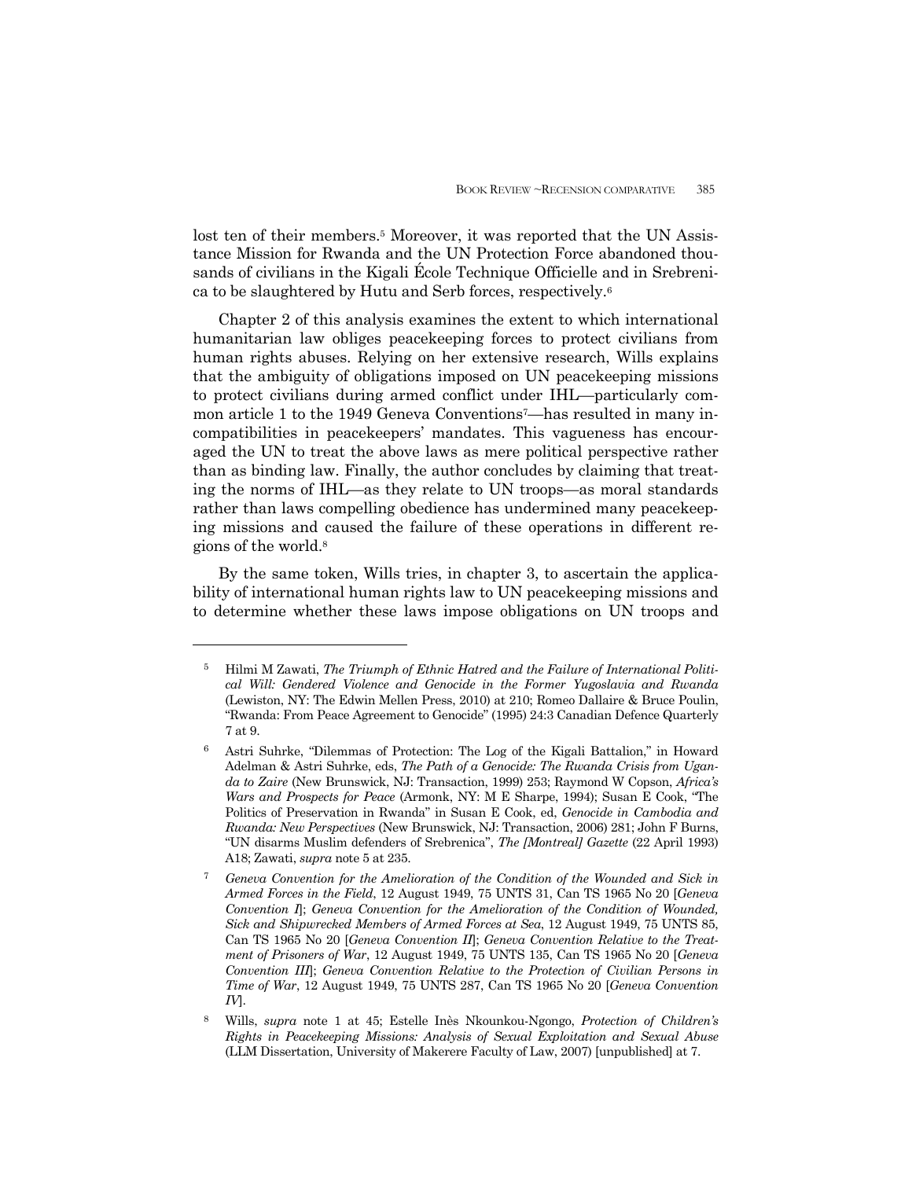lost ten of their members.[5] Moreover, it was reported that the UN Assistance Mission for Rwanda and the UN Protection Force abandoned thousands of civilians in the Kigali École Technique Officielle and in Srebrenica to be slaughtered by Hutu and Serb forces, respectively.[6]

Chapter 2 of this analysis examines the extent to which international humanitarian law obliges peacekeeping forces to protect civilians from human rights abuses. Relying on her extensive research, Wills explains that the ambiguity of obligations imposed on UN peacekeeping missions to protect civilians during armed conflict under IHL—particularly common article 1 to the 1949 Geneva Conventions[7]—has resulted in many incompatibilities in peacekeepers' mandates. This vagueness has encouraged the UN to treat the above laws as mere political perspective rather than as binding law. Finally, the author concludes by claiming that treating the norms of IHL—as they relate to UN troops—as moral standards rather than laws compelling obedience has undermined many peacekeeping missions and caused the failure of these operations in different regions of the world.[8]

By the same token, Wills tries, in chapter 3, to ascertain the applicability of international human rights law to UN peacekeeping missions and to determine whether these laws impose obligations on UN troops and

---

5 Hilmi M Zawati, *The Triumph of Ethnic Hatred and the Failure of International Political Will: Gendered Violence and Genocide in the Former Yugoslavia and Rwanda* (Lewiston, NY: The Edwin Mellen Press, 2010) at 210; Romeo Dallaire & Bruce Poulin, "Rwanda: From Peace Agreement to Genocide" (1995) 24:3 Canadian Defence Quarterly 7 at 9.

6 Astri Suhrke, "Dilemmas of Protection: The Log of the Kigali Battalion," in Howard Adelman & Astri Suhrke, eds, *The Path of a Genocide: The Rwanda Crisis from Uganda to Zaire* (New Brunswick, NJ: Transaction, 1999) 253; Raymond W Copson, *Africa's Wars and Prospects for Peace* (Armonk, NY: M E Sharpe, 1994); Susan E Cook, "The Politics of Preservation in Rwanda" in Susan E Cook, ed, *Genocide in Cambodia and Rwanda: New Perspectives* (New Brunswick, NJ: Transaction, 2006) 281; John F Burns, "UN disarms Muslim defenders of Srebrenica", *The [Montreal] Gazette* (22 April 1993) A18; Zawati, *supra* note 5 at 235.

7 *Geneva Convention for the Amelioration of the Condition of the Wounded and Sick in Armed Forces in the Field*, 12 August 1949, 75 UNTS 31, Can TS 1965 No 20 [*Geneva Convention I*]; *Geneva Convention for the Amelioration of the Condition of Wounded, Sick and Shipwrecked Members of Armed Forces at Sea*, 12 August 1949, 75 UNTS 85, Can TS 1965 No 20 [*Geneva Convention II*]; *Geneva Convention Relative to the Treatment of Prisoners of War*, 12 August 1949, 75 UNTS 135, Can TS 1965 No 20 [*Geneva Convention III*]; *Geneva Convention Relative to the Protection of Civilian Persons in Time of War*, 12 August 1949, 75 UNTS 287, Can TS 1965 No 20 [*Geneva Convention IV*].

8 Wills, *supra* note 1 at 45; Estelle Inès Nkounkou-Ngongo, *Protection of Children's Rights in Peacekeeping Missions: Analysis of Sexual Exploitation and Sexual Abuse* (LLM Dissertation, University of Makerere Faculty of Law, 2007) [unpublished] at 7.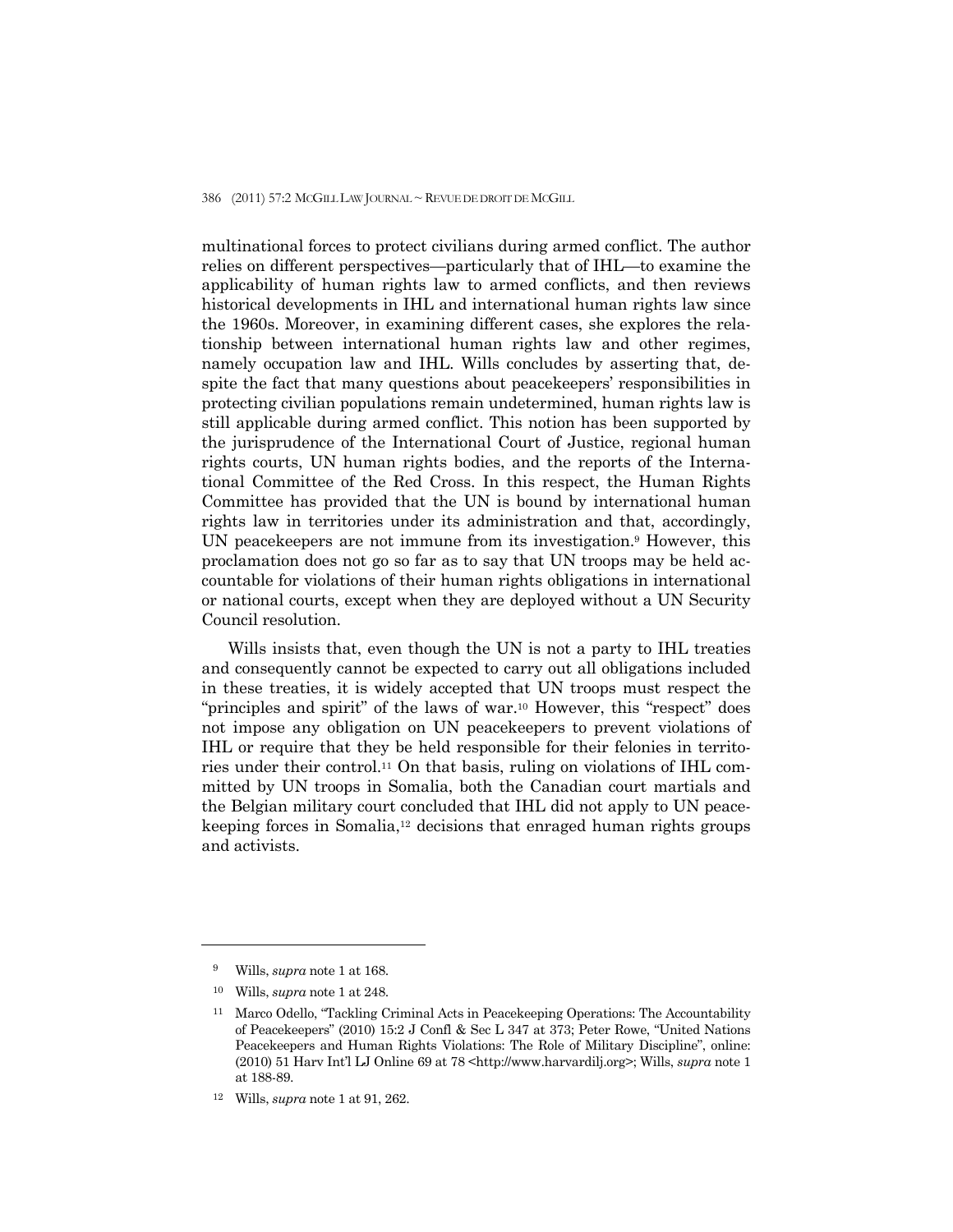multinational forces to protect civilians during armed conflict. The author relies on different perspectives—particularly that of IHL—to examine the applicability of human rights law to armed conflicts, and then reviews historical developments in IHL and international human rights law since the 1960s. Moreover, in examining different cases, she explores the relationship between international human rights law and other regimes, namely occupation law and IHL. Wills concludes by asserting that, despite the fact that many questions about peacekeepers' responsibilities in protecting civilian populations remain undetermined, human rights law is still applicable during armed conflict. This notion has been supported by the jurisprudence of the International Court of Justice, regional human rights courts, UN human rights bodies, and the reports of the International Committee of the Red Cross. In this respect, the Human Rights Committee has provided that the UN is bound by international human rights law in territories under its administration and that, accordingly, UN peacekeepers are not immune from its investigation.[9] However, this proclamation does not go so far as to say that UN troops may be held accountable for violations of their human rights obligations in international or national courts, except when they are deployed without a UN Security Council resolution.

Wills insists that, even though the UN is not a party to IHL treaties and consequently cannot be expected to carry out all obligations included in these treaties, it is widely accepted that UN troops must respect the "principles and spirit" of the laws of war.[10] However, this "respect" does not impose any obligation on UN peacekeepers to prevent violations of IHL or require that they be held responsible for their felonies in territories under their control.[11] On that basis, ruling on violations of IHL committed by UN troops in Somalia, both the Canadian court martials and the Belgian military court concluded that IHL did not apply to UN peacekeeping forces in Somalia,[12] decisions that enraged human rights groups and activists.

---

[9] Wills, *supra* note 1 at 168.

[10] Wills, *supra* note 1 at 248.

[11] Marco Odello, "Tackling Criminal Acts in Peacekeeping Operations: The Accountability of Peacekeepers" (2010) 15:2 J Confl & Sec L 347 at 373; Peter Rowe, "United Nations Peacekeepers and Human Rights Violations: The Role of Military Discipline", online: (2010) 51 Harv Int'l LJ Online 69 at 78 <http://www.harvardilj.org>; Wills, *supra* note 1 at 188-89.

[12] Wills, *supra* note 1 at 91, 262.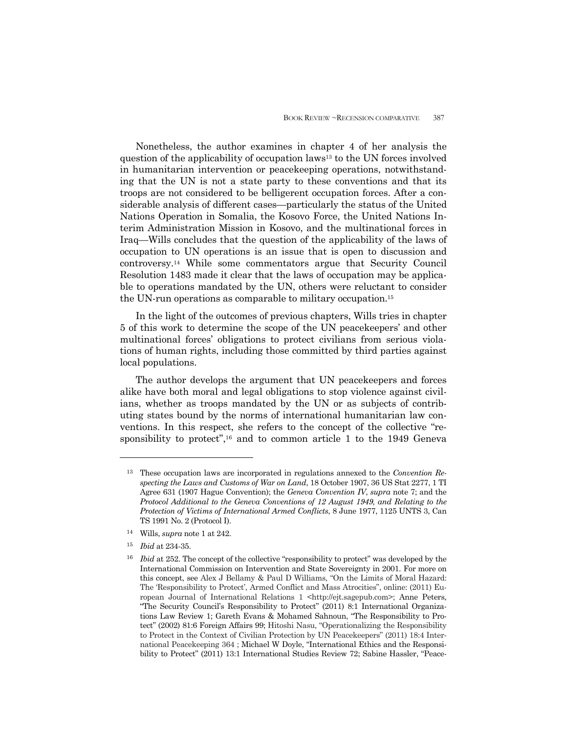Nonetheless, the author examines in chapter 4 of her analysis the question of the applicability of occupation laws[13] to the UN forces involved in humanitarian intervention or peacekeeping operations, notwithstanding that the UN is not a state party to these conventions and that its troops are not considered to be belligerent occupation forces. After a considerable analysis of different cases—particularly the status of the United Nations Operation in Somalia, the Kosovo Force, the United Nations Interim Administration Mission in Kosovo, and the multinational forces in Iraq—Wills concludes that the question of the applicability of the laws of occupation to UN operations is an issue that is open to discussion and controversy.[14] While some commentators argue that Security Council Resolution 1483 made it clear that the laws of occupation may be applicable to operations mandated by the UN, others were reluctant to consider the UN-run operations as comparable to military occupation.[15]

In the light of the outcomes of previous chapters, Wills tries in chapter 5 of this work to determine the scope of the UN peacekeepers' and other multinational forces' obligations to protect civilians from serious violations of human rights, including those committed by third parties against local populations.

The author develops the argument that UN peacekeepers and forces alike have both moral and legal obligations to stop violence against civilians, whether as troops mandated by the UN or as subjects of contributing states bound by the norms of international humanitarian law conventions. In this respect, she refers to the concept of the collective "responsibility to protect",[16] and to common article 1 to the 1949 Geneva

---

[13] These occupation laws are incorporated in regulations annexed to the *Convention Respecting the Laws and Customs of War on Land*, 18 October 1907, 36 US Stat 2277, 1 TI Agree 631 (1907 Hague Convention); the *Geneva Convention IV*, *supra* note 7; and the *Protocol Additional to the Geneva Conventions of 12 August 1949, and Relating to the Protection of Victims of International Armed Conflicts*, 8 June 1977, 1125 UNTS 3, Can TS 1991 No. 2 (Protocol I).

[14] Wills, *supra* note 1 at 242.

[15] *Ibid* at 234-35.

[16] *Ibid* at 252. The concept of the collective "responsibility to protect" was developed by the International Commission on Intervention and State Sovereignty in 2001. For more on this concept, see Alex J Bellamy & Paul D Williams, "On the Limits of Moral Hazard: The 'Responsibility to Protect', Armed Conflict and Mass Atrocities", online: (2011) European Journal of International Relations 1 <http://ejt.sagepub.com>; Anne Peters, "The Security Council's Responsibility to Protect" (2011) 8:1 International Organizations Law Review 1; Gareth Evans & Mohamed Sahnoun, "The Responsibility to Protect" (2002) 81:6 Foreign Affairs 99; Hitoshi Nasu, "Operationalizing the Responsibility to Protect in the Context of Civilian Protection by UN Peacekeepers" (2011) 18:4 International Peacekeeping 364 ; Michael W Doyle, "International Ethics and the Responsibility to Protect" (2011) 13:1 International Studies Review 72; Sabine Hassler, "Peace-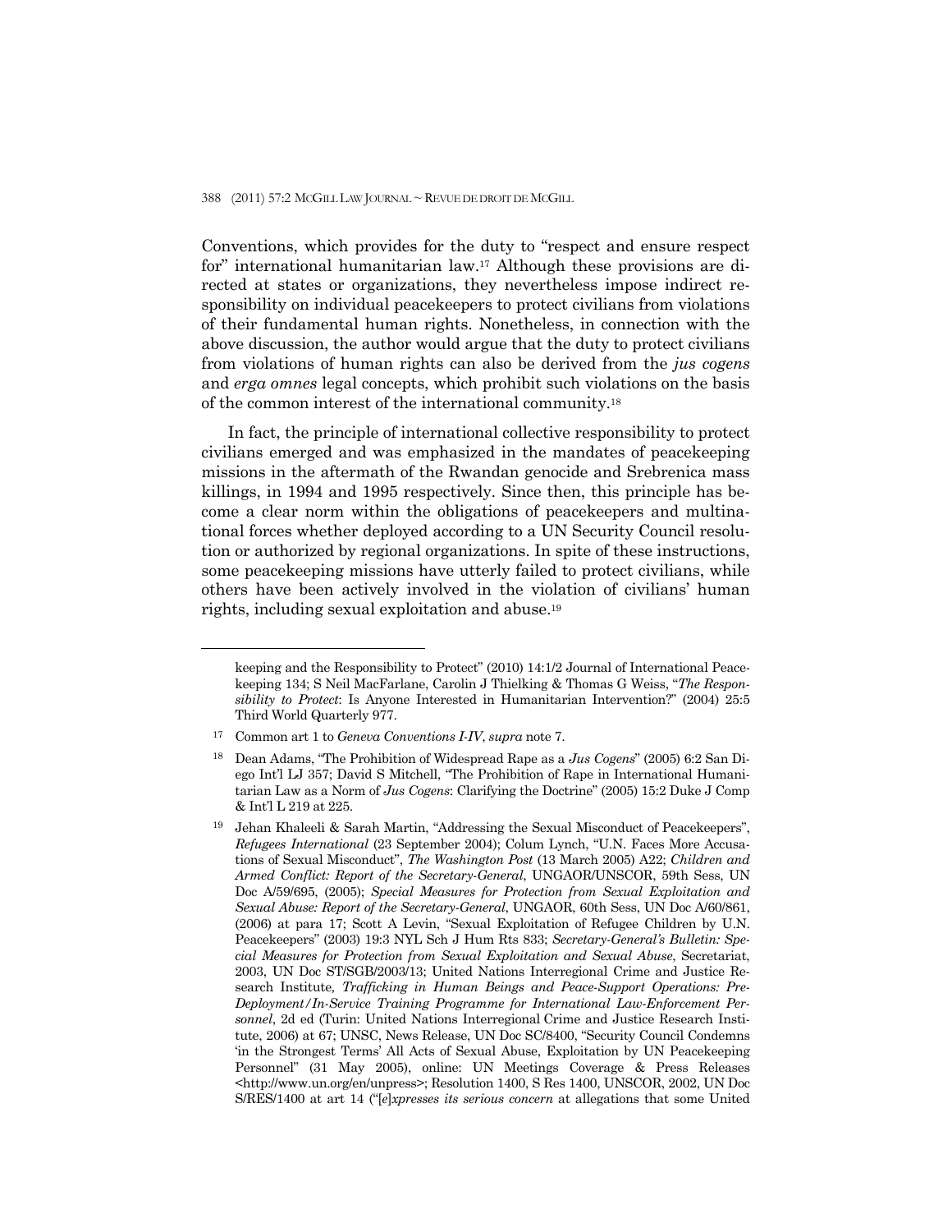Conventions, which provides for the duty to "respect and ensure respect for" international humanitarian law.[17] Although these provisions are directed at states or organizations, they nevertheless impose indirect responsibility on individual peacekeepers to protect civilians from violations of their fundamental human rights. Nonetheless, in connection with the above discussion, the author would argue that the duty to protect civilians from violations of human rights can also be derived from the *jus cogens* and *erga omnes* legal concepts, which prohibit such violations on the basis of the common interest of the international community.[18]

In fact, the principle of international collective responsibility to protect civilians emerged and was emphasized in the mandates of peacekeeping missions in the aftermath of the Rwandan genocide and Srebrenica mass killings, in 1994 and 1995 respectively. Since then, this principle has become a clear norm within the obligations of peacekeepers and multinational forces whether deployed according to a UN Security Council resolution or authorized by regional organizations. In spite of these instructions, some peacekeeping missions have utterly failed to protect civilians, while others have been actively involved in the violation of civilians' human rights, including sexual exploitation and abuse.[19]

---

keeping and the Responsibility to Protect" (2010) 14:1/2 Journal of International Peacekeeping 134; S Neil MacFarlane, Carolin J Thielking & Thomas G Weiss, "*The Responsibility to Protect*: Is Anyone Interested in Humanitarian Intervention?" (2004) 25:5 Third World Quarterly 977.

[17] Common art 1 to *Geneva Conventions I-IV*, *supra* note 7.

[18] Dean Adams, "The Prohibition of Widespread Rape as a *Jus Cogens*" (2005) 6:2 San Diego Int'l LJ 357; David S Mitchell, "The Prohibition of Rape in International Humanitarian Law as a Norm of *Jus Cogens*: Clarifying the Doctrine" (2005) 15:2 Duke J Comp & Int'l L 219 at 225.

[19] Jehan Khaleeli & Sarah Martin, "Addressing the Sexual Misconduct of Peacekeepers", *Refugees International* (23 September 2004); Colum Lynch, "U.N. Faces More Accusations of Sexual Misconduct", *The Washington Post* (13 March 2005) A22; *Children and Armed Conflict: Report of the Secretary-General*, UNGAOR/UNSCOR, 59th Sess, UN Doc A/59/695, (2005); *Special Measures for Protection from Sexual Exploitation and Sexual Abuse: Report of the Secretary-General*, UNGAOR, 60th Sess, UN Doc A/60/861, (2006) at para 17; Scott A Levin, "Sexual Exploitation of Refugee Children by U.N. Peacekeepers" (2003) 19:3 NYL Sch J Hum Rts 833; *Secretary-General's Bulletin: Special Measures for Protection from Sexual Exploitation and Sexual Abuse*, Secretariat, 2003, UN Doc ST/SGB/2003/13; United Nations Interregional Crime and Justice Research Institute, *Trafficking in Human Beings and Peace-Support Operations: Pre-Deployment/In-Service Training Programme for International Law-Enforcement Personnel*, 2d ed (Turin: United Nations Interregional Crime and Justice Research Institute, 2006) at 67; UNSC, News Release, UN Doc SC/8400, "Security Council Condemns 'in the Strongest Terms' All Acts of Sexual Abuse, Exploitation by UN Peacekeeping Personnel" (31 May 2005), online: UN Meetings Coverage & Press Releases <http://www.un.org/en/unpress>; Resolution 1400, S Res 1400, UNSCOR, 2002, UN Doc S/RES/1400 at art 14 ("[*e*]*xpresses its serious concern* at allegations that some United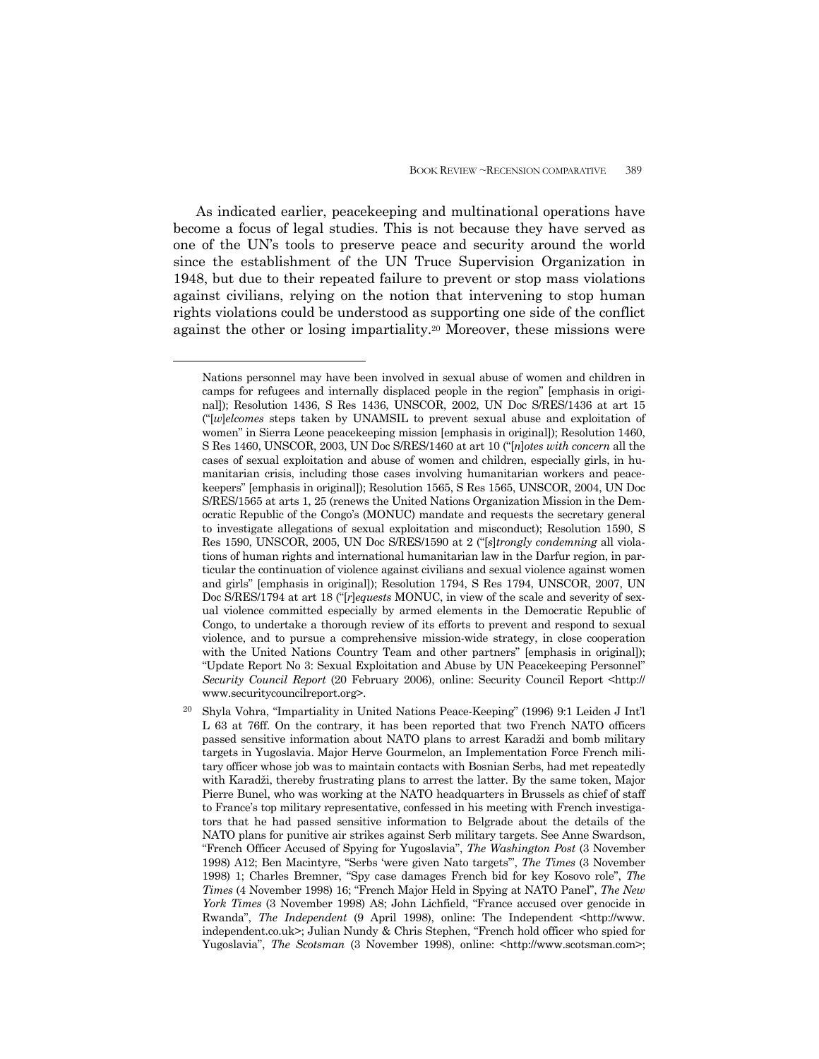As indicated earlier, peacekeeping and multinational operations have become a focus of legal studies. This is not because they have served as one of the UN's tools to preserve peace and security around the world since the establishment of the UN Truce Supervision Organization in 1948, but due to their repeated failure to prevent or stop mass violations against civilians, relying on the notion that intervening to stop human rights violations could be understood as supporting one side of the conflict against the other or losing impartiality.[20] Moreover, these missions were

---

Nations personnel may have been involved in sexual abuse of women and children in camps for refugees and internally displaced people in the region" [emphasis in original]); Resolution 1436, S Res 1436, UNSCOR, 2002, UN Doc S/RES/1436 at art 15 ("[*w*]*elcomes* steps taken by UNAMSIL to prevent sexual abuse and exploitation of women" in Sierra Leone peacekeeping mission [emphasis in original]); Resolution 1460, S Res 1460, UNSCOR, 2003, UN Doc S/RES/1460 at art 10 ("[*n*]*otes with concern* all the cases of sexual exploitation and abuse of women and children, especially girls, in humanitarian crisis, including those cases involving humanitarian workers and peacekeepers" [emphasis in original]); Resolution 1565, S Res 1565, UNSCOR, 2004, UN Doc S/RES/1565 at arts 1, 25 (renews the United Nations Organization Mission in the Democratic Republic of the Congo's (MONUC) mandate and requests the secretary general to investigate allegations of sexual exploitation and misconduct); Resolution 1590, S Res 1590, UNSCOR, 2005, UN Doc S/RES/1590 at 2 ("[*s*]*trongly condemning* all violations of human rights and international humanitarian law in the Darfur region, in particular the continuation of violence against civilians and sexual violence against women and girls" [emphasis in original]); Resolution 1794, S Res 1794, UNSCOR, 2007, UN Doc S/RES/1794 at art 18 ("[*r*]*equests* MONUC, in view of the scale and severity of sexual violence committed especially by armed elements in the Democratic Republic of Congo, to undertake a thorough review of its efforts to prevent and respond to sexual violence, and to pursue a comprehensive mission-wide strategy, in close cooperation with the United Nations Country Team and other partners" [emphasis in original]); "Update Report No 3: Sexual Exploitation and Abuse by UN Peacekeeping Personnel" *Security Council Report* (20 February 2006), online: Security Council Report <http://www.securitycouncilreport.org>.

[20] Shyla Vohra, "Impartiality in United Nations Peace-Keeping" (1996) 9:1 Leiden J Int'l L 63 at 76ff. On the contrary, it has been reported that two French NATO officers passed sensitive information about NATO plans to arrest Karadži and bomb military targets in Yugoslavia. Major Herve Gourmelon, an Implementation Force French military officer whose job was to maintain contacts with Bosnian Serbs, had met repeatedly with Karadži, thereby frustrating plans to arrest the latter. By the same token, Major Pierre Bunel, who was working at the NATO headquarters in Brussels as chief of staff to France's top military representative, confessed in his meeting with French investigators that he had passed sensitive information to Belgrade about the details of the NATO plans for punitive air strikes against Serb military targets. See Anne Swardson, "French Officer Accused of Spying for Yugoslavia", *The Washington Post* (3 November 1998) A12; Ben Macintyre, "Serbs 'were given Nato targets'", *The Times* (3 November 1998) 1; Charles Bremner, "Spy case damages French bid for key Kosovo role", *The Times* (4 November 1998) 16; "French Major Held in Spying at NATO Panel", *The New York Times* (3 November 1998) A8; John Lichfield, "France accused over genocide in Rwanda", *The Independent* (9 April 1998), online: The Independent <http://www.independent.co.uk>; Julian Nundy & Chris Stephen, "French hold officer who spied for Yugoslavia", *The Scotsman* (3 November 1998), online: <http://www.scotsman.com>;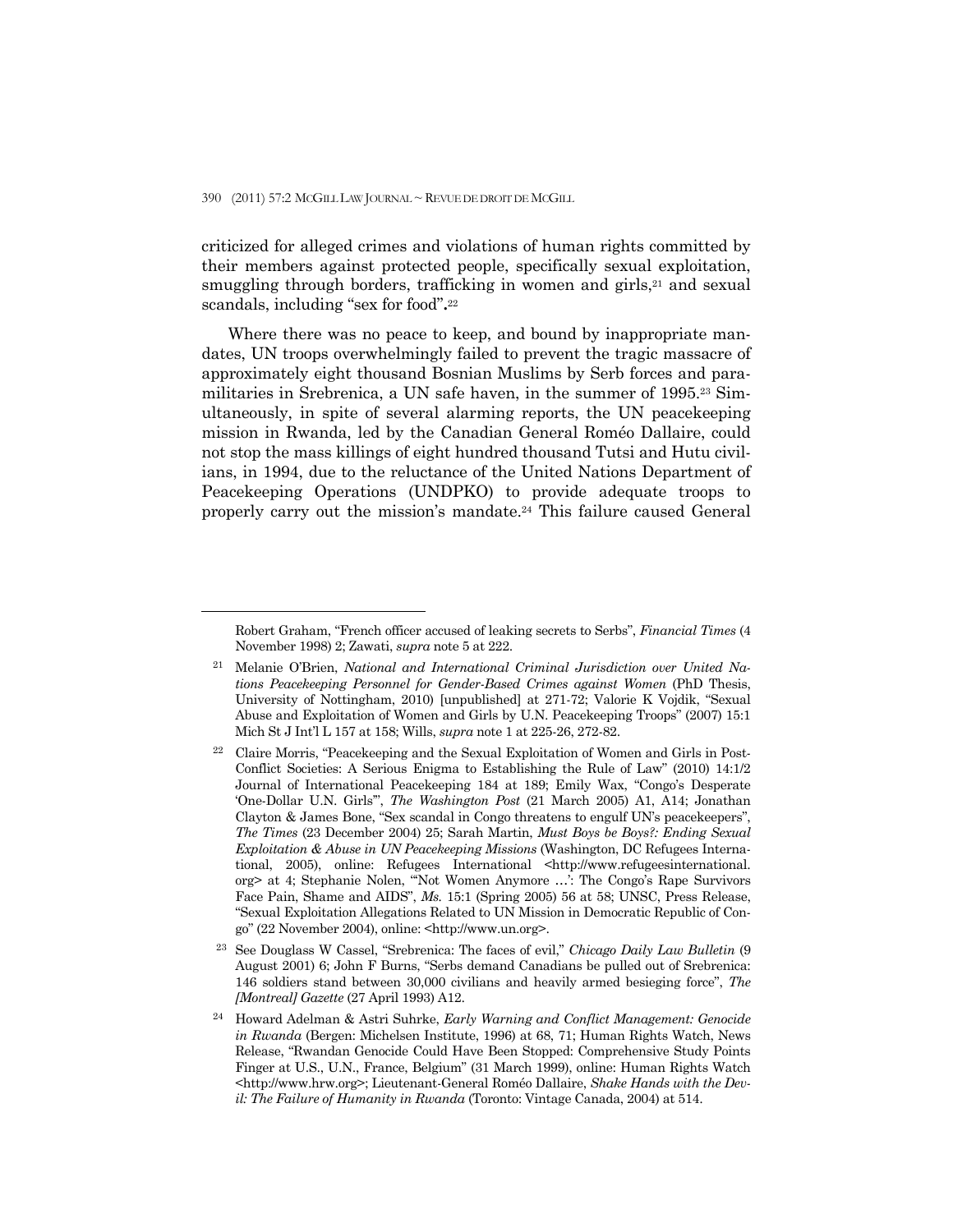criticized for alleged crimes and violations of human rights committed by their members against protected people, specifically sexual exploitation, smuggling through borders, trafficking in women and girls,[21] and sexual scandals, including "sex for food".[22]

Where there was no peace to keep, and bound by inappropriate mandates, UN troops overwhelmingly failed to prevent the tragic massacre of approximately eight thousand Bosnian Muslims by Serb forces and paramilitaries in Srebrenica, a UN safe haven, in the summer of 1995.[23] Simultaneously, in spite of several alarming reports, the UN peacekeeping mission in Rwanda, led by the Canadian General Roméo Dallaire, could not stop the mass killings of eight hundred thousand Tutsi and Hutu civilians, in 1994, due to the reluctance of the United Nations Department of Peacekeeping Operations (UNDPKO) to provide adequate troops to properly carry out the mission's mandate.[24] This failure caused General

---

Robert Graham, "French officer accused of leaking secrets to Serbs", *Financial Times* (4 November 1998) 2; Zawati, *supra* note 5 at 222.

[21] Melanie O'Brien, *National and International Criminal Jurisdiction over United Nations Peacekeeping Personnel for Gender-Based Crimes against Women* (PhD Thesis, University of Nottingham, 2010) [unpublished] at 271-72; Valorie K Vojdik, "Sexual Abuse and Exploitation of Women and Girls by U.N. Peacekeeping Troops" (2007) 15:1 Mich St J Int'l L 157 at 158; Wills, *supra* note 1 at 225-26, 272-82.

[22] Claire Morris, "Peacekeeping and the Sexual Exploitation of Women and Girls in Post-Conflict Societies: A Serious Enigma to Establishing the Rule of Law" (2010) 14:1/2 Journal of International Peacekeeping 184 at 189; Emily Wax, "Congo's Desperate 'One-Dollar U.N. Girls'", *The Washington Post* (21 March 2005) A1, A14; Jonathan Clayton & James Bone, "Sex scandal in Congo threatens to engulf UN's peacekeepers", *The Times* (23 December 2004) 25; Sarah Martin, *Must Boys be Boys?: Ending Sexual Exploitation & Abuse in UN Peacekeeping Missions* (Washington, DC Refugees International, 2005), online: Refugees International <http://www.refugeesinternational.org> at 4; Stephanie Nolen, "'Not Women Anymore …': The Congo's Rape Survivors Face Pain, Shame and AIDS", *Ms.* 15:1 (Spring 2005) 56 at 58; UNSC, Press Release, "Sexual Exploitation Allegations Related to UN Mission in Democratic Republic of Congo" (22 November 2004), online: <http://www.un.org>.

[23] See Douglass W Cassel, "Srebrenica: The faces of evil," *Chicago Daily Law Bulletin* (9 August 2001) 6; John F Burns, "Serbs demand Canadians be pulled out of Srebrenica: 146 soldiers stand between 30,000 civilians and heavily armed besieging force", *The [Montreal] Gazette* (27 April 1993) A12.

[24] Howard Adelman & Astri Suhrke, *Early Warning and Conflict Management: Genocide in Rwanda* (Bergen: Michelsen Institute, 1996) at 68, 71; Human Rights Watch, News Release, "Rwandan Genocide Could Have Been Stopped: Comprehensive Study Points Finger at U.S., U.N., France, Belgium" (31 March 1999), online: Human Rights Watch <http://www.hrw.org>; Lieutenant-General Roméo Dallaire, *Shake Hands with the Devil: The Failure of Humanity in Rwanda* (Toronto: Vintage Canada, 2004) at 514.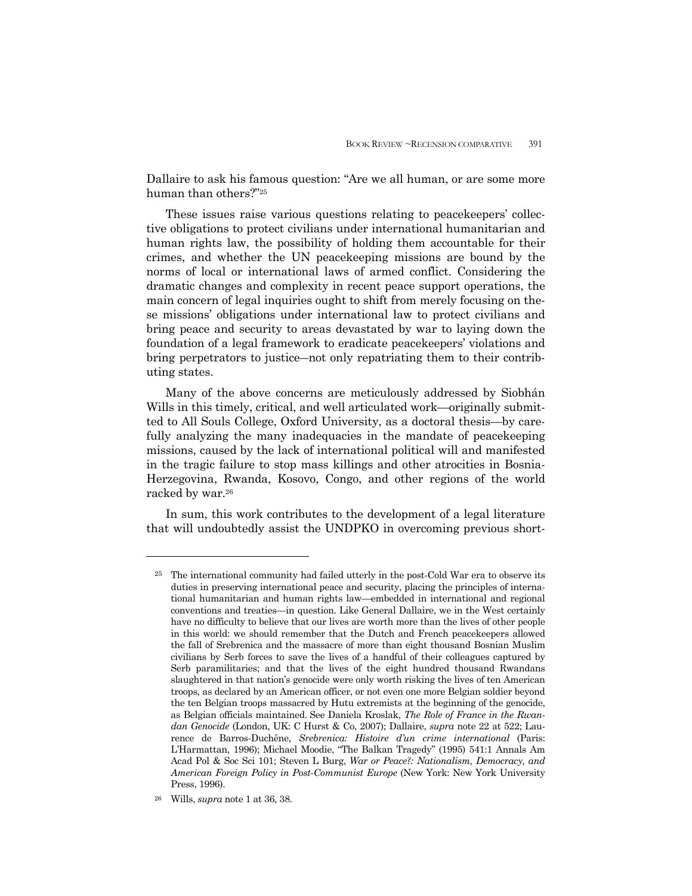Dallaire to ask his famous question: "Are we all human, or are some more human than others?"[25]

These issues raise various questions relating to peacekeepers' collective obligations to protect civilians under international humanitarian and human rights law, the possibility of holding them accountable for their crimes, and whether the UN peacekeeping missions are bound by the norms of local or international laws of armed conflict. Considering the dramatic changes and complexity in recent peace support operations, the main concern of legal inquiries ought to shift from merely focusing on these missions' obligations under international law to protect civilians and bring peace and security to areas devastated by war to laying down the foundation of a legal framework to eradicate peacekeepers' violations and bring perpetrators to justice—not only repatriating them to their contributing states.

Many of the above concerns are meticulously addressed by Siobhán Wills in this timely, critical, and well articulated work—originally submitted to All Souls College, Oxford University, as a doctoral thesis—by carefully analyzing the many inadequacies in the mandate of peacekeeping missions, caused by the lack of international political will and manifested in the tragic failure to stop mass killings and other atrocities in Bosnia-Herzegovina, Rwanda, Kosovo, Congo, and other regions of the world racked by war.[26]

In sum, this work contributes to the development of a legal literature that will undoubtedly assist the UNDPKO in overcoming previous short-

---

[25] The international community had failed utterly in the post-Cold War era to observe its duties in preserving international peace and security, placing the principles of international humanitarian and human rights law—embedded in international and regional conventions and treaties—in question. Like General Dallaire, we in the West certainly have no difficulty to believe that our lives are worth more than the lives of other people in this world: we should remember that the Dutch and French peacekeepers allowed the fall of Srebrenica and the massacre of more than eight thousand Bosnian Muslim civilians by Serb forces to save the lives of a handful of their colleagues captured by Serb paramilitaries; and that the lives of the eight hundred thousand Rwandans slaughtered in that nation's genocide were only worth risking the lives of ten American troops, as declared by an American officer, or not even one more Belgian soldier beyond the ten Belgian troops massacred by Hutu extremists at the beginning of the genocide, as Belgian officials maintained. See Daniela Kroslak, *The Role of France in the Rwandan Genocide* (London, UK: C Hurst & Co, 2007); Dallaire, *supra* note 22 at 522; Laurence de Barros-Duchêne, *Srebrenica: Histoire d'un crime international* (Paris: L'Harmattan, 1996); Michael Moodie, "The Balkan Tragedy" (1995) 541:1 Annals Am Acad Pol & Soc Sci 101; Steven L Burg, *War or Peace?: Nationalism, Democracy, and American Foreign Policy in Post-Communist Europe* (New York: New York University Press, 1996).

[26] Wills, *supra* note 1 at 36, 38.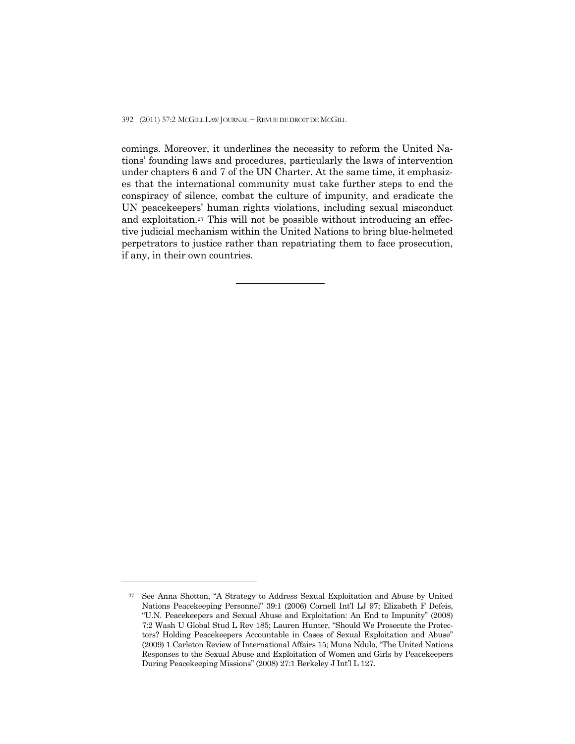comings. Moreover, it underlines the necessity to reform the United Nations' founding laws and procedures, particularly the laws of intervention under chapters 6 and 7 of the UN Charter. At the same time, it emphasizes that the international community must take further steps to end the conspiracy of silence, combat the culture of impunity, and eradicate the UN peacekeepers' human rights violations, including sexual misconduct and exploitation.[27] This will not be possible without introducing an effective judicial mechanism within the United Nations to bring blue-helmeted perpetrators to justice rather than repatriating them to face prosecution, if any, in their own countries.

---

[27] See Anna Shotton, "A Strategy to Address Sexual Exploitation and Abuse by United Nations Peacekeeping Personnel" 39:1 (2006) Cornell Int'l LJ 97; Elizabeth F Defeis, "U.N. Peacekeepers and Sexual Abuse and Exploitation: An End to Impunity" (2008) 7:2 Wash U Global Stud L Rev 185; Lauren Hunter, "Should We Prosecute the Protectors? Holding Peacekeepers Accountable in Cases of Sexual Exploitation and Abuse" (2009) 1 Carleton Review of International Affairs 15; Muna Ndulo, "The United Nations Responses to the Sexual Abuse and Exploitation of Women and Girls by Peacekeepers During Peacekeeping Missions" (2008) 27:1 Berkeley J Int'l L 127.